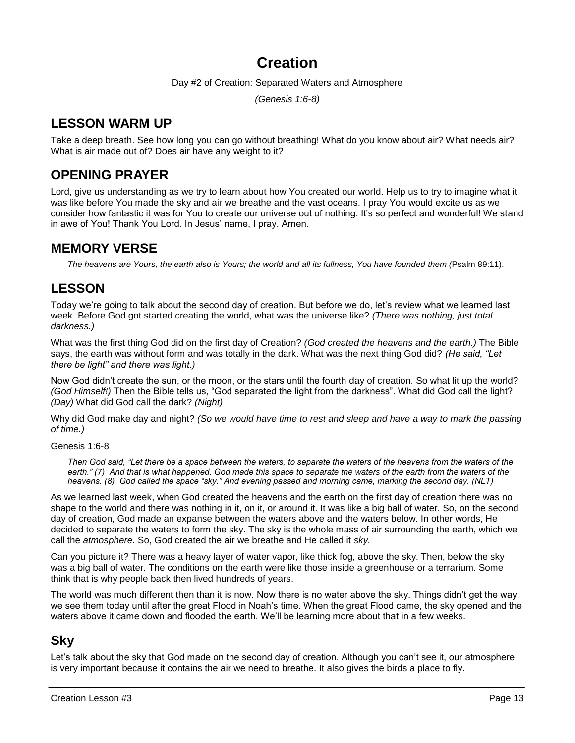# Creation

Day #2 of Creation: Separated Waters and Atmosphere

*(Genesis 1:6-8)*

## LESSON WARM UP

Take a deep breath. See how long you can go without breathing! What do you know about air? What needs air? What is air made out of? Does air have any weight to it?

## OPENING PRAYER

Lord, give us understanding as we try to learn about how You created our world. Help us to try to imagine what it was like before You made the sky and air we breathe and the vast oceans. I pray You would excite us as we consider how fantastic it was for You to create our universe out of nothing. It's so perfect and wonderful! We stand in awe of You! Thank You Lord. In Jesus' name, I pray. Amen.

## MEMORY VERSE

> *The heavens are Yours, the earth also is Yours; the world and all its fullness, You have founded them (*Psalm 89:11).

## LESSON

Today we're going to talk about the second day of creation. But before we do, let's review what we learned last week. Before God got started creating the world, what was the universe like? *(There was nothing, just total darkness.)*

What was the first thing God did on the first day of Creation? *(God created the heavens and the earth.)* The Bible says, the earth was without form and was totally in the dark. What was the next thing God did? *(He said, "Let there be light" and there was light.)*

Now God didn't create the sun, or the moon, or the stars until the fourth day of creation. So what lit up the world? *(God Himself!)* Then the Bible tells us, "God separated the light from the darkness". What did God call the light? *(Day)* What did God call the dark? *(Night)*

Why did God make day and night? *(So we would have time to rest and sleep and have a way to mark the passing of time.)*

Genesis 1:6-8

> *Then God said, "Let there be a space between the waters, to separate the waters of the heavens from the waters of the earth." (7) And that is what happened. God made this space to separate the waters of the earth from the waters of the heavens. (8) God called the space "sky." And evening passed and morning came, marking the second day. (NLT)*

As we learned last week, when God created the heavens and the earth on the first day of creation there was no shape to the world and there was nothing in it, on it, or around it. It was like a big ball of water. So, on the second day of creation, God made an expanse between the waters above and the waters below. In other words, He decided to separate the waters to form the sky. The sky is the whole mass of air surrounding the earth, which we call the *atmosphere.* So, God created the air we breathe and He called it *sky.*

Can you picture it? There was a heavy layer of water vapor, like thick fog, above the sky. Then, below the sky was a big ball of water. The conditions on the earth were like those inside a greenhouse or a terrarium. Some think that is why people back then lived hundreds of years.

The world was much different then than it is now. Now there is no water above the sky. Things didn't get the way we see them today until after the great Flood in Noah's time. When the great Flood came, the sky opened and the waters above it came down and flooded the earth. We'll be learning more about that in a few weeks.

## Sky

Let's talk about the sky that God made on the second day of creation. Although you can't see it, our atmosphere is very important because it contains the air we need to breathe. It also gives the birds a place to fly.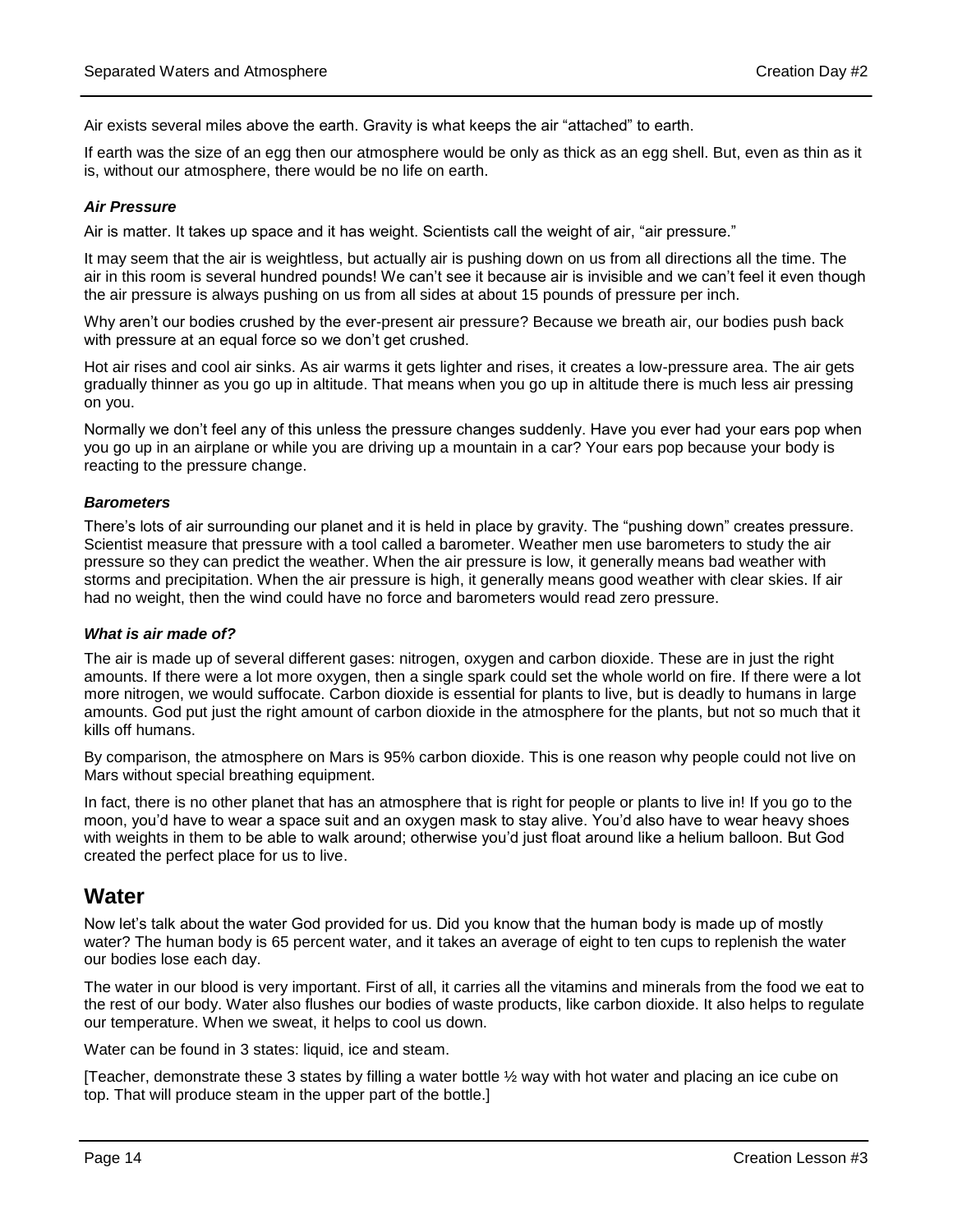Air exists several miles above the earth. Gravity is what keeps the air "attached" to earth.

If earth was the size of an egg then our atmosphere would be only as thick as an egg shell. But, even as thin as it is, without our atmosphere, there would be no life on earth.

### *Air Pressure*

Air is matter. It takes up space and it has weight. Scientists call the weight of air, "air pressure."

It may seem that the air is weightless, but actually air is pushing down on us from all directions all the time. The air in this room is several hundred pounds! We can't see it because air is invisible and we can't feel it even though the air pressure is always pushing on us from all sides at about 15 pounds of pressure per inch.

Why aren't our bodies crushed by the ever-present air pressure? Because we breath air, our bodies push back with pressure at an equal force so we don't get crushed.

Hot air rises and cool air sinks. As air warms it gets lighter and rises, it creates a low-pressure area. The air gets gradually thinner as you go up in altitude. That means when you go up in altitude there is much less air pressing on you.

Normally we don't feel any of this unless the pressure changes suddenly. Have you ever had your ears pop when you go up in an airplane or while you are driving up a mountain in a car? Your ears pop because your body is reacting to the pressure change.

### *Barometers*

There's lots of air surrounding our planet and it is held in place by gravity. The "pushing down" creates pressure. Scientist measure that pressure with a tool called a barometer. Weather men use barometers to study the air pressure so they can predict the weather. When the air pressure is low, it generally means bad weather with storms and precipitation. When the air pressure is high, it generally means good weather with clear skies. If air had no weight, then the wind could have no force and barometers would read zero pressure.

### *What is air made of?*

The air is made up of several different gases: nitrogen, oxygen and carbon dioxide. These are in just the right amounts. If there were a lot more oxygen, then a single spark could set the whole world on fire. If there were a lot more nitrogen, we would suffocate. Carbon dioxide is essential for plants to live, but is deadly to humans in large amounts. God put just the right amount of carbon dioxide in the atmosphere for the plants, but not so much that it kills off humans.

By comparison, the atmosphere on Mars is 95% carbon dioxide. This is one reason why people could not live on Mars without special breathing equipment.

In fact, there is no other planet that has an atmosphere that is right for people or plants to live in! If you go to the moon, you'd have to wear a space suit and an oxygen mask to stay alive. You'd also have to wear heavy shoes with weights in them to be able to walk around; otherwise you'd just float around like a helium balloon. But God created the perfect place for us to live.

## Water

Now let's talk about the water God provided for us. Did you know that the human body is made up of mostly water? The human body is 65 percent water, and it takes an average of eight to ten cups to replenish the water our bodies lose each day.

The water in our blood is very important. First of all, it carries all the vitamins and minerals from the food we eat to the rest of our body. Water also flushes our bodies of waste products, like carbon dioxide. It also helps to regulate our temperature. When we sweat, it helps to cool us down.

Water can be found in 3 states: liquid, ice and steam.

[Teacher, demonstrate these 3 states by filling a water bottle ½ way with hot water and placing an ice cube on top. That will produce steam in the upper part of the bottle.]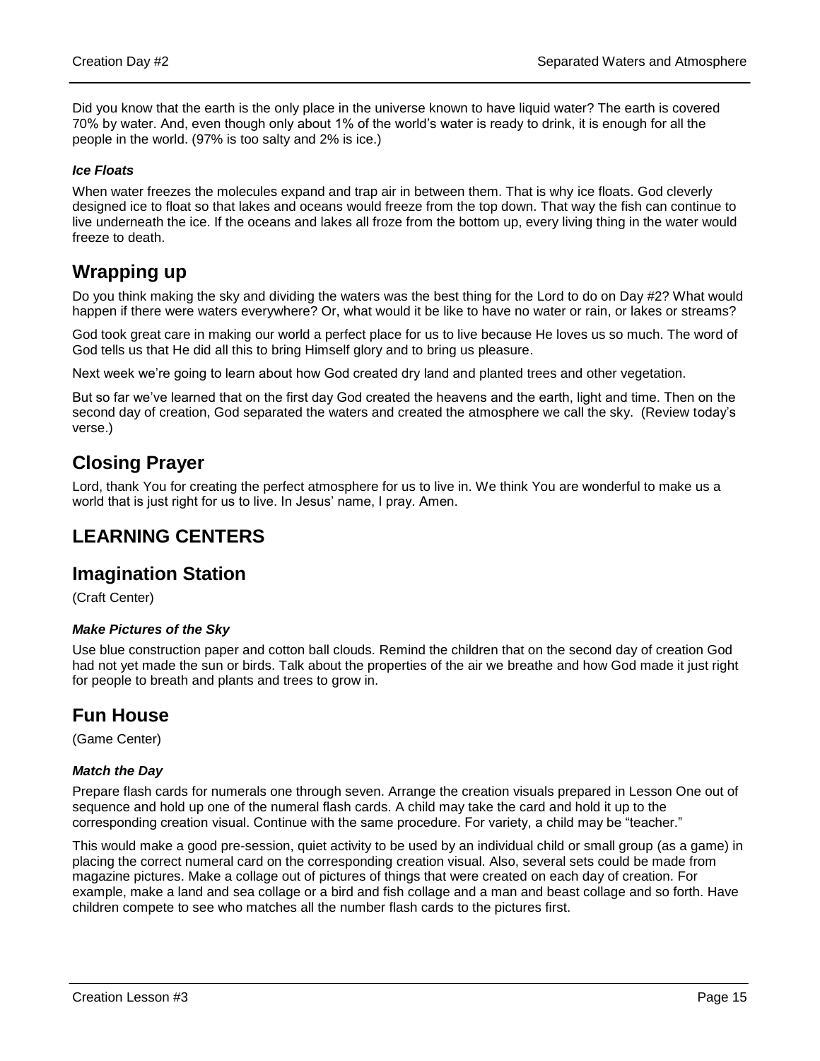Did you know that the earth is the only place in the universe known to have liquid water? The earth is covered 70% by water. And, even though only about 1% of the world's water is ready to drink, it is enough for all the people in the world. (97% is too salty and 2% is ice.)

***Ice Floats***

When water freezes the molecules expand and trap air in between them. That is why ice floats. God cleverly designed ice to float so that lakes and oceans would freeze from the top down. That way the fish can continue to live underneath the ice. If the oceans and lakes all froze from the bottom up, every living thing in the water would freeze to death.

## Wrapping up

Do you think making the sky and dividing the waters was the best thing for the Lord to do on Day #2? What would happen if there were waters everywhere? Or, what would it be like to have no water or rain, or lakes or streams?

God took great care in making our world a perfect place for us to live because He loves us so much. The word of God tells us that He did all this to bring Himself glory and to bring us pleasure.

Next week we're going to learn about how God created dry land and planted trees and other vegetation.

But so far we've learned that on the first day God created the heavens and the earth, light and time. Then on the second day of creation, God separated the waters and created the atmosphere we call the sky. (Review today's verse.)

## Closing Prayer

Lord, thank You for creating the perfect atmosphere for us to live in. We think You are wonderful to make us a world that is just right for us to live. In Jesus' name, I pray. Amen.

# LEARNING CENTERS

## Imagination Station

(Craft Center)

***Make Pictures of the Sky***

Use blue construction paper and cotton ball clouds. Remind the children that on the second day of creation God had not yet made the sun or birds. Talk about the properties of the air we breathe and how God made it just right for people to breath and plants and trees to grow in.

## Fun House

(Game Center)

***Match the Day***

Prepare flash cards for numerals one through seven. Arrange the creation visuals prepared in Lesson One out of sequence and hold up one of the numeral flash cards. A child may take the card and hold it up to the corresponding creation visual. Continue with the same procedure. For variety, a child may be "teacher."

This would make a good pre-session, quiet activity to be used by an individual child or small group (as a game) in placing the correct numeral card on the corresponding creation visual. Also, several sets could be made from magazine pictures. Make a collage out of pictures of things that were created on each day of creation. For example, make a land and sea collage or a bird and fish collage and a man and beast collage and so forth. Have children compete to see who matches all the number flash cards to the pictures first.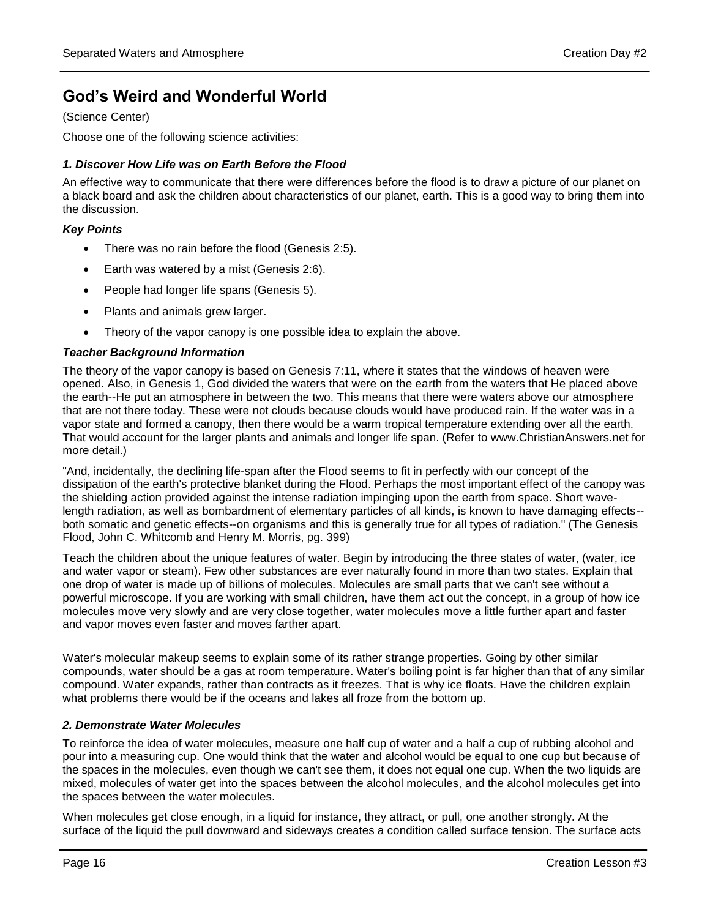## God's Weird and Wonderful World

(Science Center)

Choose one of the following science activities:

### *1. Discover How Life was on Earth Before the Flood*

An effective way to communicate that there were differences before the flood is to draw a picture of our planet on a black board and ask the children about characteristics of our planet, earth. This is a good way to bring them into the discussion.

#### *Key Points*

- There was no rain before the flood (Genesis 2:5).
- Earth was watered by a mist (Genesis 2:6).
- People had longer life spans (Genesis 5).
- Plants and animals grew larger.
- Theory of the vapor canopy is one possible idea to explain the above.

#### *Teacher Background Information*

The theory of the vapor canopy is based on Genesis 7:11, where it states that the windows of heaven were opened. Also, in Genesis 1, God divided the waters that were on the earth from the waters that He placed above the earth--He put an atmosphere in between the two. This means that there were waters above our atmosphere that are not there today. These were not clouds because clouds would have produced rain. If the water was in a vapor state and formed a canopy, then there would be a warm tropical temperature extending over all the earth. That would account for the larger plants and animals and longer life span. (Refer to www.ChristianAnswers.net for more detail.)

"And, incidentally, the declining life-span after the Flood seems to fit in perfectly with our concept of the dissipation of the earth's protective blanket during the Flood. Perhaps the most important effect of the canopy was the shielding action provided against the intense radiation impinging upon the earth from space. Short wave-length radiation, as well as bombardment of elementary particles of all kinds, is known to have damaging effects--both somatic and genetic effects--on organisms and this is generally true for all types of radiation." (The Genesis Flood, John C. Whitcomb and Henry M. Morris, pg. 399)

Teach the children about the unique features of water. Begin by introducing the three states of water, (water, ice and water vapor or steam). Few other substances are ever naturally found in more than two states. Explain that one drop of water is made up of billions of molecules. Molecules are small parts that we can't see without a powerful microscope. If you are working with small children, have them act out the concept, in a group of how ice molecules move very slowly and are very close together, water molecules move a little further apart and faster and vapor moves even faster and moves farther apart.

Water's molecular makeup seems to explain some of its rather strange properties. Going by other similar compounds, water should be a gas at room temperature. Water's boiling point is far higher than that of any similar compound. Water expands, rather than contracts as it freezes. That is why ice floats. Have the children explain what problems there would be if the oceans and lakes all froze from the bottom up.

### *2. Demonstrate Water Molecules*

To reinforce the idea of water molecules, measure one half cup of water and a half a cup of rubbing alcohol and pour into a measuring cup. One would think that the water and alcohol would be equal to one cup but because of the spaces in the molecules, even though we can't see them, it does not equal one cup. When the two liquids are mixed, molecules of water get into the spaces between the alcohol molecules, and the alcohol molecules get into the spaces between the water molecules.

When molecules get close enough, in a liquid for instance, they attract, or pull, one another strongly. At the surface of the liquid the pull downward and sideways creates a condition called surface tension. The surface acts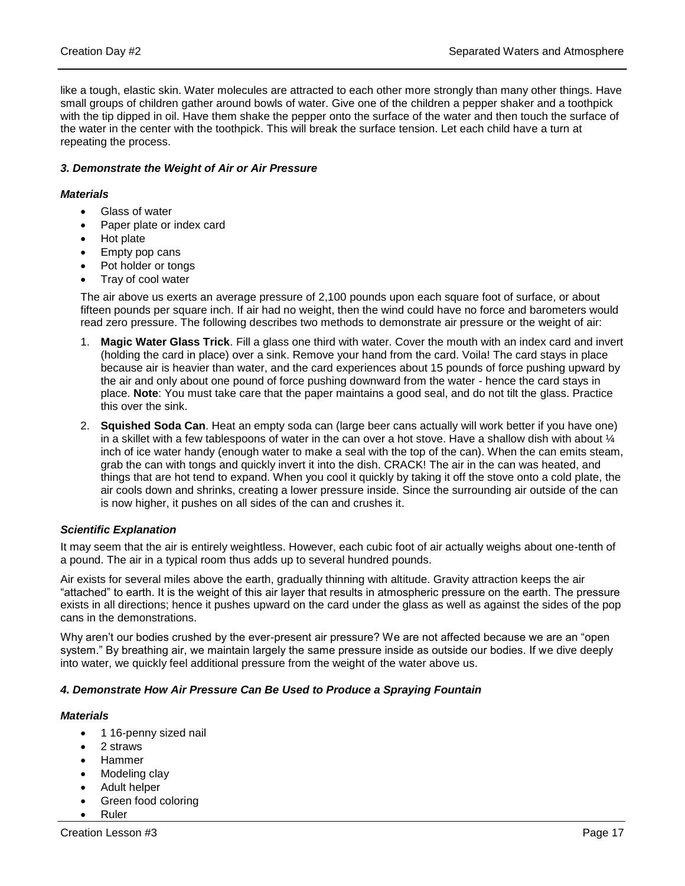like a tough, elastic skin. Water molecules are attracted to each other more strongly than many other things. Have small groups of children gather around bowls of water. Give one of the children a pepper shaker and a toothpick with the tip dipped in oil. Have them shake the pepper onto the surface of the water and then touch the surface of the water in the center with the toothpick. This will break the surface tension. Let each child have a turn at repeating the process.

#### *3. Demonstrate the Weight of Air or Air Pressure*

***Materials***

- Glass of water
- Paper plate or index card
- Hot plate
- Empty pop cans
- Pot holder or tongs
- Tray of cool water

The air above us exerts an average pressure of 2,100 pounds upon each square foot of surface, or about fifteen pounds per square inch. If air had no weight, then the wind could have no force and barometers would read zero pressure. The following describes two methods to demonstrate air pressure or the weight of air:

1. **Magic Water Glass Trick**. Fill a glass one third with water. Cover the mouth with an index card and invert (holding the card in place) over a sink. Remove your hand from the card. Voila! The card stays in place because air is heavier than water, and the card experiences about 15 pounds of force pushing upward by the air and only about one pound of force pushing downward from the water - hence the card stays in place. **Note**: You must take care that the paper maintains a good seal, and do not tilt the glass. Practice this over the sink.
2. **Squished Soda Can**. Heat an empty soda can (large beer cans actually will work better if you have one) in a skillet with a few tablespoons of water in the can over a hot stove. Have a shallow dish with about ¼ inch of ice water handy (enough water to make a seal with the top of the can). When the can emits steam, grab the can with tongs and quickly invert it into the dish. CRACK! The air in the can was heated, and things that are hot tend to expand. When you cool it quickly by taking it off the stove onto a cold plate, the air cools down and shrinks, creating a lower pressure inside. Since the surrounding air outside of the can is now higher, it pushes on all sides of the can and crushes it.

***Scientific Explanation***

It may seem that the air is entirely weightless. However, each cubic foot of air actually weighs about one-tenth of a pound. The air in a typical room thus adds up to several hundred pounds.

Air exists for several miles above the earth, gradually thinning with altitude. Gravity attraction keeps the air "attached" to earth. It is the weight of this air layer that results in atmospheric pressure on the earth. The pressure exists in all directions; hence it pushes upward on the card under the glass as well as against the sides of the pop cans in the demonstrations.

Why aren't our bodies crushed by the ever-present air pressure? We are not affected because we are an "open system." By breathing air, we maintain largely the same pressure inside as outside our bodies. If we dive deeply into water, we quickly feel additional pressure from the weight of the water above us.

#### *4. Demonstrate How Air Pressure Can Be Used to Produce a Spraying Fountain*

***Materials***

- 1 16-penny sized nail
- 2 straws
- Hammer
- Modeling clay
- Adult helper
- Green food coloring
- Ruler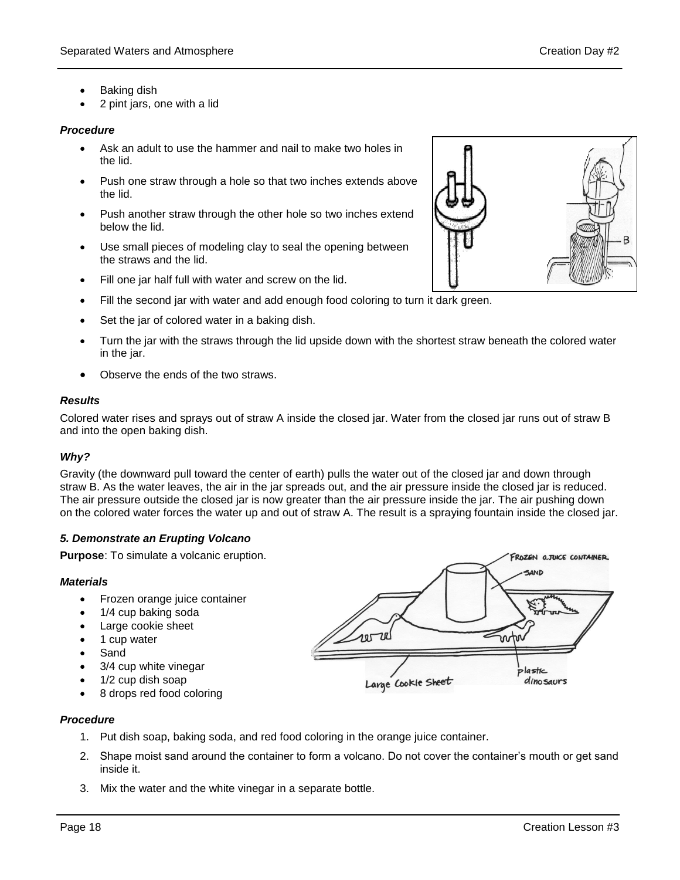- Baking dish
- 2 pint jars, one with a lid

***Procedure***

- Ask an adult to use the hammer and nail to make two holes in the lid.
- Push one straw through a hole so that two inches extends above the lid.
- Push another straw through the other hole so two inches extend below the lid.
- Use small pieces of modeling clay to seal the opening between the straws and the lid.
- Fill one jar half full with water and screw on the lid.
- Fill the second jar with water and add enough food coloring to turn it dark green.
- Set the jar of colored water in a baking dish.
- Turn the jar with the straws through the lid upside down with the shortest straw beneath the colored water in the jar.
- Observe the ends of the two straws.

***Results***

Colored water rises and sprays out of straw A inside the closed jar. Water from the closed jar runs out of straw B and into the open baking dish.

***Why?***

Gravity (the downward pull toward the center of earth) pulls the water out of the closed jar and down through straw B. As the water leaves, the air in the jar spreads out, and the air pressure inside the closed jar is reduced. The air pressure outside the closed jar is now greater than the air pressure inside the jar. The air pushing down on the colored water forces the water up and out of straw A. The result is a spraying fountain inside the closed jar.

***5. Demonstrate an Erupting Volcano***

**Purpose**: To simulate a volcanic eruption.

***Materials***

- Frozen orange juice container
- 1/4 cup baking soda
- Large cookie sheet
- 1 cup water
- Sand
- 3/4 cup white vinegar
- 1/2 cup dish soap
- 8 drops red food coloring

***Procedure***

1. Put dish soap, baking soda, and red food coloring in the orange juice container.
2. Shape moist sand around the container to form a volcano. Do not cover the container's mouth or get sand inside it.
3. Mix the water and the white vinegar in a separate bottle.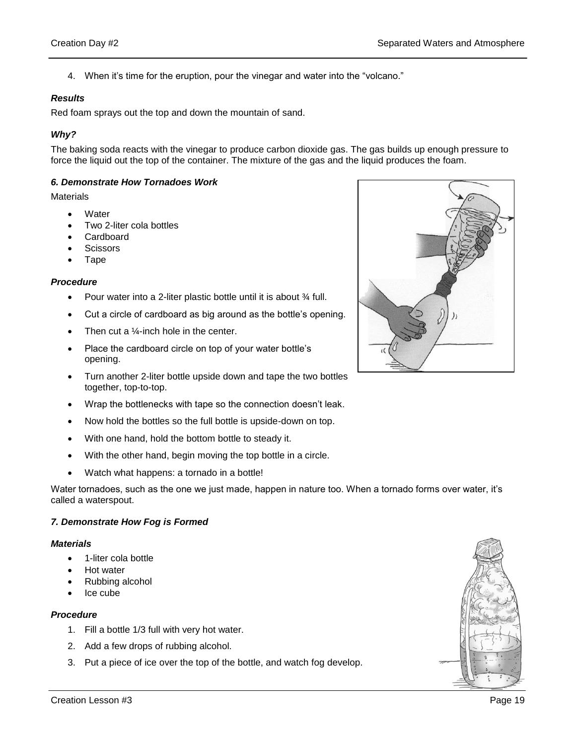4. When it's time for the eruption, pour the vinegar and water into the "volcano."

***Results***

Red foam sprays out the top and down the mountain of sand.

***Why?***

The baking soda reacts with the vinegar to produce carbon dioxide gas. The gas builds up enough pressure to force the liquid out the top of the container. The mixture of the gas and the liquid produces the foam.

***6. Demonstrate How Tornadoes Work***

Materials

- Water
- Two 2-liter cola bottles
- Cardboard
- Scissors
- Tape

***Procedure***

- Pour water into a 2-liter plastic bottle until it is about ¾ full.
- Cut a circle of cardboard as big around as the bottle's opening.
- Then cut a ¼-inch hole in the center.
- Place the cardboard circle on top of your water bottle's opening.
- Turn another 2-liter bottle upside down and tape the two bottles together, top-to-top.
- Wrap the bottlenecks with tape so the connection doesn't leak.
- Now hold the bottles so the full bottle is upside-down on top.
- With one hand, hold the bottom bottle to steady it.
- With the other hand, begin moving the top bottle in a circle.
- Watch what happens: a tornado in a bottle!

Water tornadoes, such as the one we just made, happen in nature too. When a tornado forms over water, it's called a waterspout.

***7. Demonstrate How Fog is Formed***

***Materials***

- 1-liter cola bottle
- Hot water
- Rubbing alcohol
- Ice cube

***Procedure***

1. Fill a bottle 1/3 full with very hot water.
2. Add a few drops of rubbing alcohol.
3. Put a piece of ice over the top of the bottle, and watch fog develop.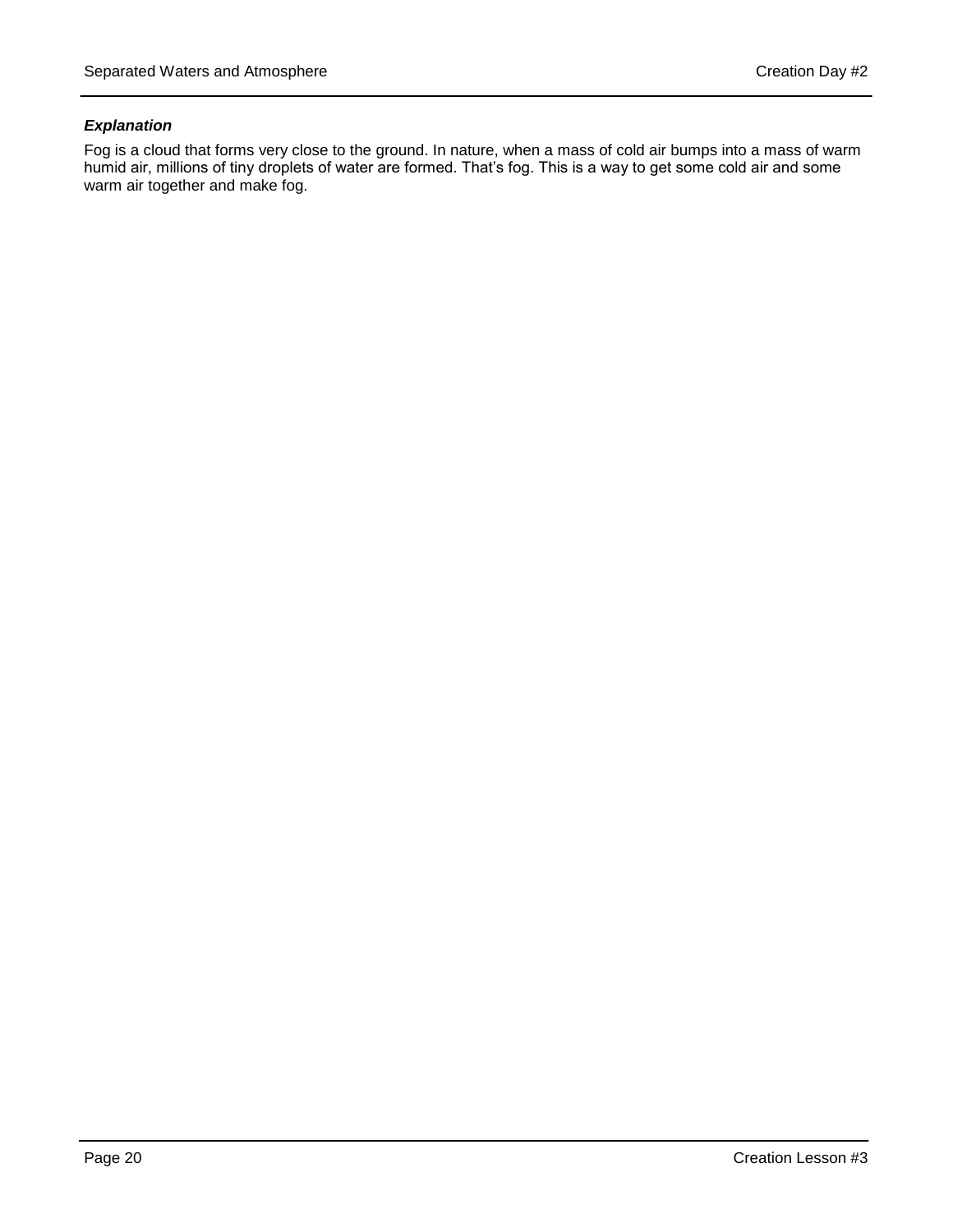***Explanation***

Fog is a cloud that forms very close to the ground. In nature, when a mass of cold air bumps into a mass of warm humid air, millions of tiny droplets of water are formed. That's fog. This is a way to get some cold air and some warm air together and make fog.